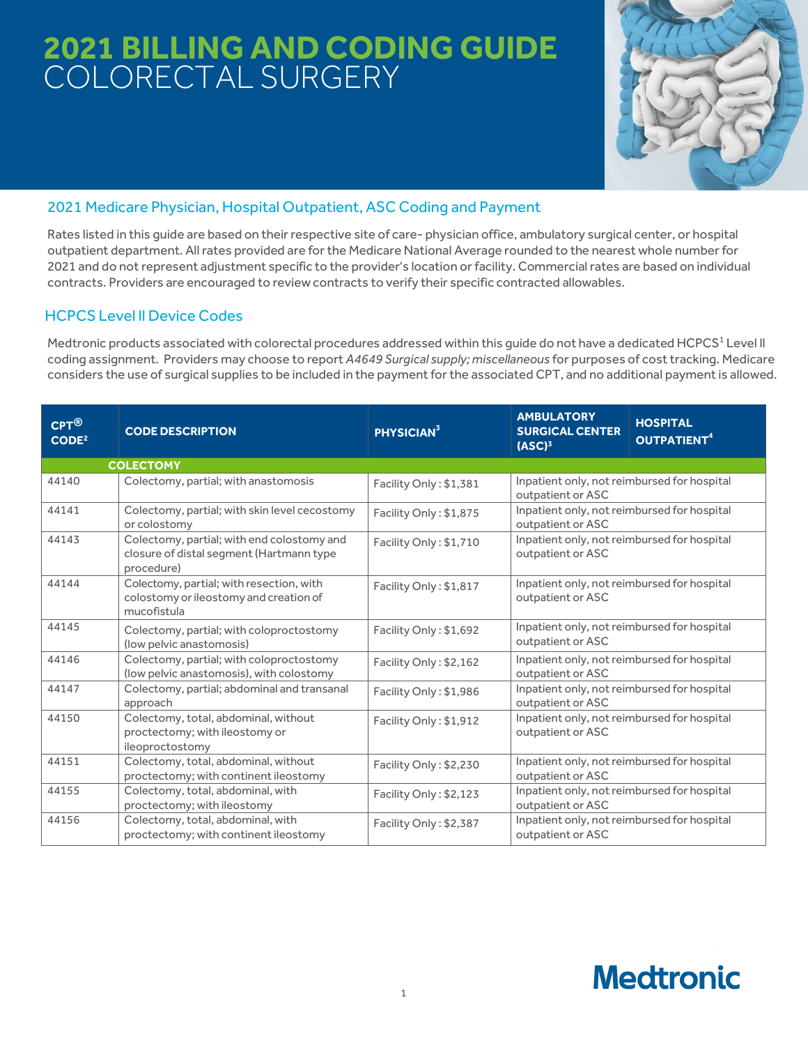# 2021 BILLING AND CODING GUIDE
# COLORECTAL SURGERY

## 2021 Medicare Physician, Hospital Outpatient, ASC Coding and Payment

Rates listed in this guide are based on their respective site of care- physician office, ambulatory surgical center, or hospital outpatient department. All rates provided are for the Medicare National Average rounded to the nearest whole number for 2021 and do not represent adjustment specific to the provider's location or facility. Commercial rates are based on individual contracts. Providers are encouraged to review contracts to verify their specific contracted allowables.

## HCPCS Level II Device Codes

Medtronic products associated with colorectal procedures addressed within this guide do not have a dedicated HCPCS[1] Level II coding assignment. Providers may choose to report *A4649 Surgical supply; miscellaneous* for purposes of cost tracking. Medicare considers the use of surgical supplies to be included in the payment for the associated CPT, and no additional payment is allowed.

| CPT® CODE[2] | CODE DESCRIPTION | PHYSICIAN[3] | AMBULATORY SURGICAL CENTER (ASC)[3] | HOSPITAL OUTPATIENT[4] |
|---|---|---|---|---|
| **COLECTOMY** | | | | |
| 44140 | Colectomy, partial; with anastomosis | Facility Only : $1,381 | Inpatient only, not reimbursed for hospital outpatient or ASC | |
| 44141 | Colectomy, partial; with skin level cecostomy or colostomy | Facility Only : $1,875 | Inpatient only, not reimbursed for hospital outpatient or ASC | |
| 44143 | Colectomy, partial; with end colostomy and closure of distal segment (Hartmann type procedure) | Facility Only : $1,710 | Inpatient only, not reimbursed for hospital outpatient or ASC | |
| 44144 | Colectomy, partial; with resection, with colostomy or ileostomy and creation of mucofistula | Facility Only : $1,817 | Inpatient only, not reimbursed for hospital outpatient or ASC | |
| 44145 | Colectomy, partial; with coloproctostomy (low pelvic anastomosis) | Facility Only : $1,692 | Inpatient only, not reimbursed for hospital outpatient or ASC | |
| 44146 | Colectomy, partial; with coloproctostomy (low pelvic anastomosis), with colostomy | Facility Only : $2,162 | Inpatient only, not reimbursed for hospital outpatient or ASC | |
| 44147 | Colectomy, partial; abdominal and transanal approach | Facility Only : $1,986 | Inpatient only, not reimbursed for hospital outpatient or ASC | |
| 44150 | Colectomy, total, abdominal, without proctectomy; with ileostomy or ileoproctostomy | Facility Only : $1,912 | Inpatient only, not reimbursed for hospital outpatient or ASC | |
| 44151 | Colectomy, total, abdominal, without proctectomy; with continent ileostomy | Facility Only : $2,230 | Inpatient only, not reimbursed for hospital outpatient or ASC | |
| 44155 | Colectomy, total, abdominal, with proctectomy; with ileostomy | Facility Only : $2,123 | Inpatient only, not reimbursed for hospital outpatient or ASC | |
| 44156 | Colectomy, total, abdominal, with proctectomy; with continent ileostomy | Facility Only : $2,387 | Inpatient only, not reimbursed for hospital outpatient or ASC | |

Medtronic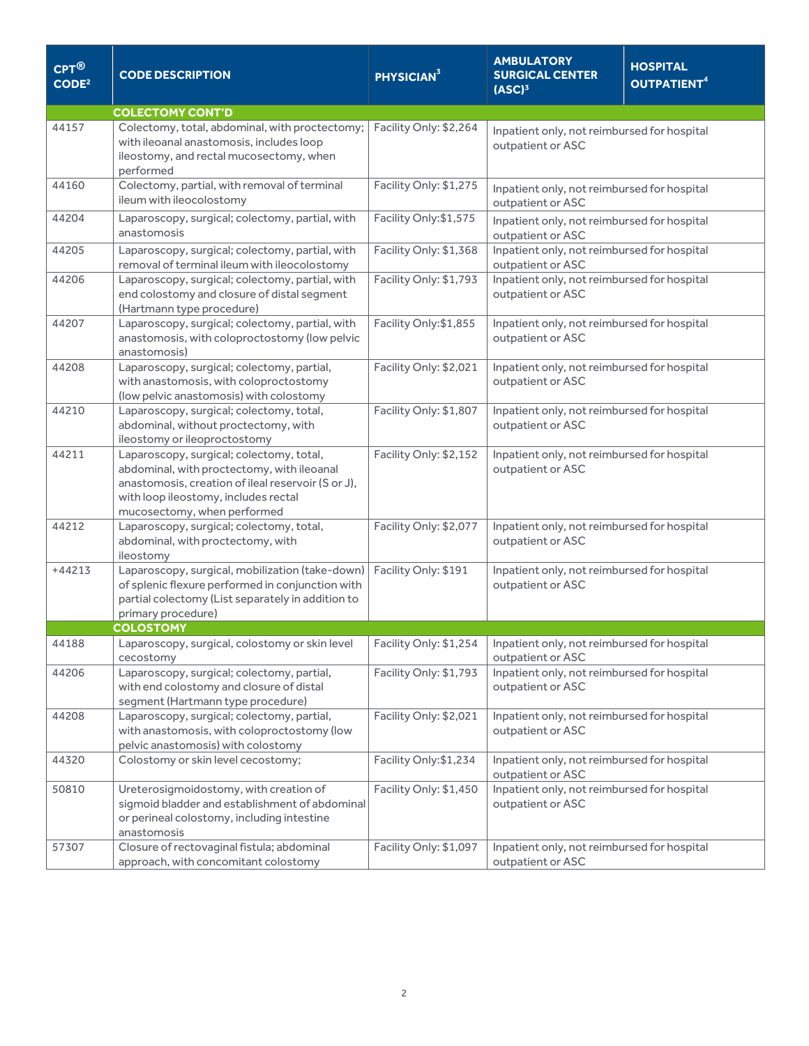| CPT® CODE[2] | CODE DESCRIPTION | PHYSICIAN[3] | AMBULATORY SURGICAL CENTER (ASC)[3] | HOSPITAL OUTPATIENT[4] |
|---|---|---|---|---|
| | **COLECTOMY CONT'D** | | | |
| 44157 | Colectomy, total, abdominal, with proctectomy; with ileoanal anastomosis, includes loop ileostomy, and rectal mucosectomy, when performed | Facility Only: $2,264 | Inpatient only, not reimbursed for hospital outpatient or ASC | |
| 44160 | Colectomy, partial, with removal of terminal ileum with ileocolostomy | Facility Only: $1,275 | Inpatient only, not reimbursed for hospital outpatient or ASC | |
| 44204 | Laparoscopy, surgical; colectomy, partial, with anastomosis | Facility Only:$1,575 | Inpatient only, not reimbursed for hospital outpatient or ASC | |
| 44205 | Laparoscopy, surgical; colectomy, partial, with removal of terminal ileum with ileocolostomy | Facility Only: $1,368 | Inpatient only, not reimbursed for hospital outpatient or ASC | |
| 44206 | Laparoscopy, surgical; colectomy, partial, with end colostomy and closure of distal segment (Hartmann type procedure) | Facility Only: $1,793 | Inpatient only, not reimbursed for hospital outpatient or ASC | |
| 44207 | Laparoscopy, surgical; colectomy, partial, with anastomosis, with coloproctostomy (low pelvic anastomosis) | Facility Only:$1,855 | Inpatient only, not reimbursed for hospital outpatient or ASC | |
| 44208 | Laparoscopy, surgical; colectomy, partial, with anastomosis, with coloproctostomy (low pelvic anastomosis) with colostomy | Facility Only: $2,021 | Inpatient only, not reimbursed for hospital outpatient or ASC | |
| 44210 | Laparoscopy, surgical; colectomy, total, abdominal, without proctectomy, with ileostomy or ileoproctostomy | Facility Only: $1,807 | Inpatient only, not reimbursed for hospital outpatient or ASC | |
| 44211 | Laparoscopy, surgical; colectomy, total, abdominal, with proctectomy, with ileoanal anastomosis, creation of ileal reservoir (S or J), with loop ileostomy, includes rectal mucosectomy, when performed | Facility Only: $2,152 | Inpatient only, not reimbursed for hospital outpatient or ASC | |
| 44212 | Laparoscopy, surgical; colectomy, total, abdominal, with proctectomy, with ileostomy | Facility Only: $2,077 | Inpatient only, not reimbursed for hospital outpatient or ASC | |
| +44213 | Laparoscopy, surgical, mobilization (take-down) of splenic flexure performed in conjunction with partial colectomy (List separately in addition to primary procedure) | Facility Only: $191 | Inpatient only, not reimbursed for hospital outpatient or ASC | |
| | **COLOSTOMY** | | | |
| 44188 | Laparoscopy, surgical, colostomy or skin level cecostomy | Facility Only: $1,254 | Inpatient only, not reimbursed for hospital outpatient or ASC | |
| 44206 | Laparoscopy, surgical; colectomy, partial, with end colostomy and closure of distal segment (Hartmann type procedure) | Facility Only: $1,793 | Inpatient only, not reimbursed for hospital outpatient or ASC | |
| 44208 | Laparoscopy, surgical; colectomy, partial, with anastomosis, with coloproctostomy (low pelvic anastomosis) with colostomy | Facility Only: $2,021 | Inpatient only, not reimbursed for hospital outpatient or ASC | |
| 44320 | Colostomy or skin level cecostomy; | Facility Only:$1,234 | Inpatient only, not reimbursed for hospital outpatient or ASC | |
| 50810 | Ureterosigmoidostomy, with creation of sigmoid bladder and establishment of abdominal or perineal colostomy, including intestine anastomosis | Facility Only: $1,450 | Inpatient only, not reimbursed for hospital outpatient or ASC | |
| 57307 | Closure of rectovaginal fistula; abdominal approach, with concomitant colostomy | Facility Only: $1,097 | Inpatient only, not reimbursed for hospital outpatient or ASC | |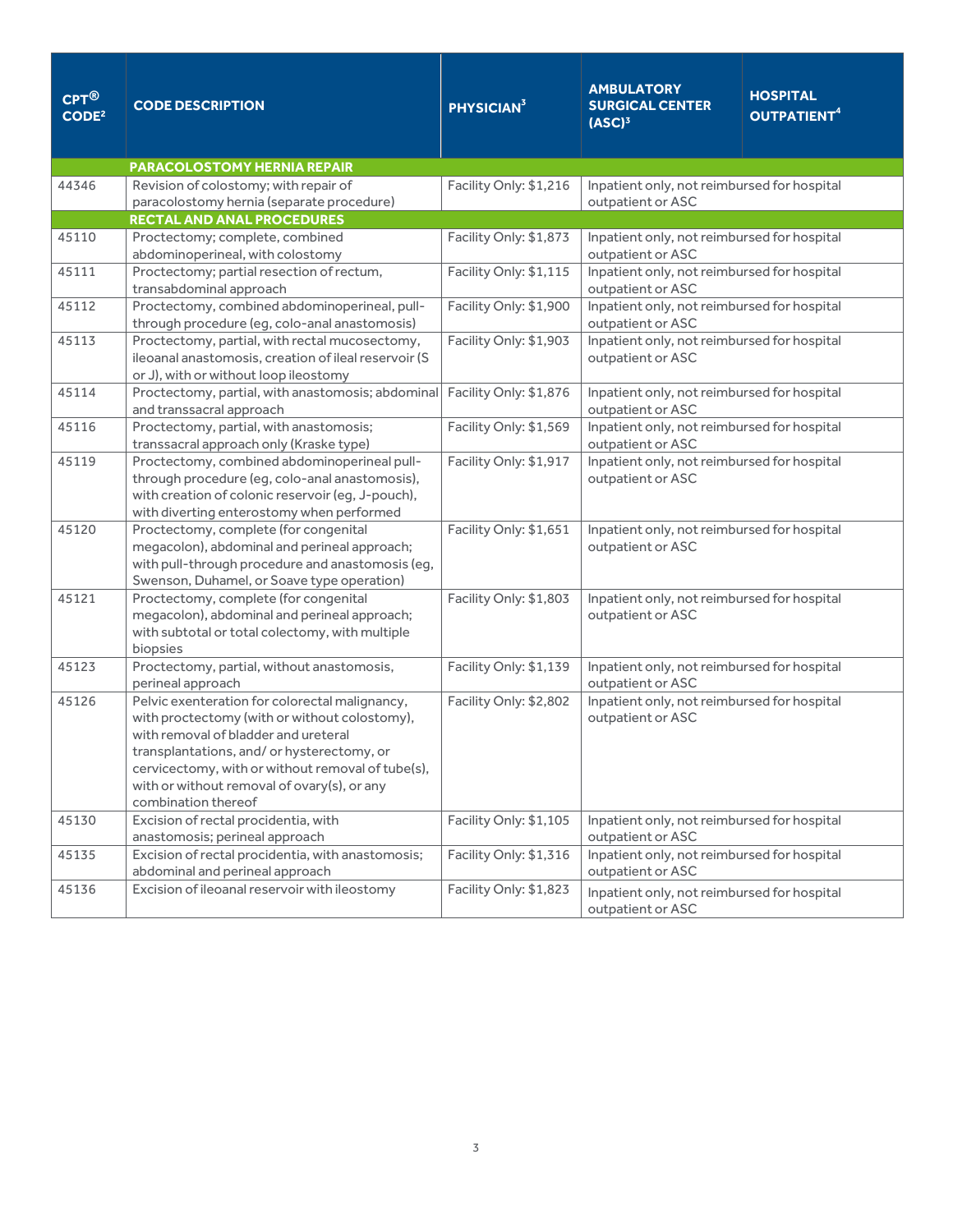| CPT® CODE[2] | CODE DESCRIPTION | PHYSICIAN[3] | AMBULATORY SURGICAL CENTER (ASC)[3] | HOSPITAL OUTPATIENT[4] |
|---|---|---|---|---|
| | **PARACOLOSTOMY HERNIA REPAIR** | | | |
| 44346 | Revision of colostomy; with repair of paracolostomy hernia (separate procedure) | Facility Only: $1,216 | Inpatient only, not reimbursed for hospital outpatient or ASC | |
| | **RECTAL AND ANAL PROCEDURES** | | | |
| 45110 | Proctectomy; complete, combined abdominoperineal, with colostomy | Facility Only: $1,873 | Inpatient only, not reimbursed for hospital outpatient or ASC | |
| 45111 | Proctectomy; partial resection of rectum, transabdominal approach | Facility Only: $1,115 | Inpatient only, not reimbursed for hospital outpatient or ASC | |
| 45112 | Proctectomy, combined abdominoperineal, pull-through procedure (eg, colo-anal anastomosis) | Facility Only: $1,900 | Inpatient only, not reimbursed for hospital outpatient or ASC | |
| 45113 | Proctectomy, partial, with rectal mucosectomy, ileoanal anastomosis, creation of ileal reservoir (S or J), with or without loop ileostomy | Facility Only: $1,903 | Inpatient only, not reimbursed for hospital outpatient or ASC | |
| 45114 | Proctectomy, partial, with anastomosis; abdominal and transsacral approach | Facility Only: $1,876 | Inpatient only, not reimbursed for hospital outpatient or ASC | |
| 45116 | Proctectomy, partial, with anastomosis; transsacral approach only (Kraske type) | Facility Only: $1,569 | Inpatient only, not reimbursed for hospital outpatient or ASC | |
| 45119 | Proctectomy, combined abdominoperineal pull-through procedure (eg, colo-anal anastomosis), with creation of colonic reservoir (eg, J-pouch), with diverting enterostomy when performed | Facility Only: $1,917 | Inpatient only, not reimbursed for hospital outpatient or ASC | |
| 45120 | Proctectomy, complete (for congenital megacolon), abdominal and perineal approach; with pull-through procedure and anastomosis (eg, Swenson, Duhamel, or Soave type operation) | Facility Only: $1,651 | Inpatient only, not reimbursed for hospital outpatient or ASC | |
| 45121 | Proctectomy, complete (for congenital megacolon), abdominal and perineal approach; with subtotal or total colectomy, with multiple biopsies | Facility Only: $1,803 | Inpatient only, not reimbursed for hospital outpatient or ASC | |
| 45123 | Proctectomy, partial, without anastomosis, perineal approach | Facility Only: $1,139 | Inpatient only, not reimbursed for hospital outpatient or ASC | |
| 45126 | Pelvic exenteration for colorectal malignancy, with proctectomy (with or without colostomy), with removal of bladder and ureteral transplantations, and/ or hysterectomy, or cervicectomy, with or without removal of tube(s), with or without removal of ovary(s), or any combination thereof | Facility Only: $2,802 | Inpatient only, not reimbursed for hospital outpatient or ASC | |
| 45130 | Excision of rectal procidentia, with anastomosis; perineal approach | Facility Only: $1,105 | Inpatient only, not reimbursed for hospital outpatient or ASC | |
| 45135 | Excision of rectal procidentia, with anastomosis; abdominal and perineal approach | Facility Only: $1,316 | Inpatient only, not reimbursed for hospital outpatient or ASC | |
| 45136 | Excision of ileoanal reservoir with ileostomy | Facility Only: $1,823 | Inpatient only, not reimbursed for hospital outpatient or ASC | |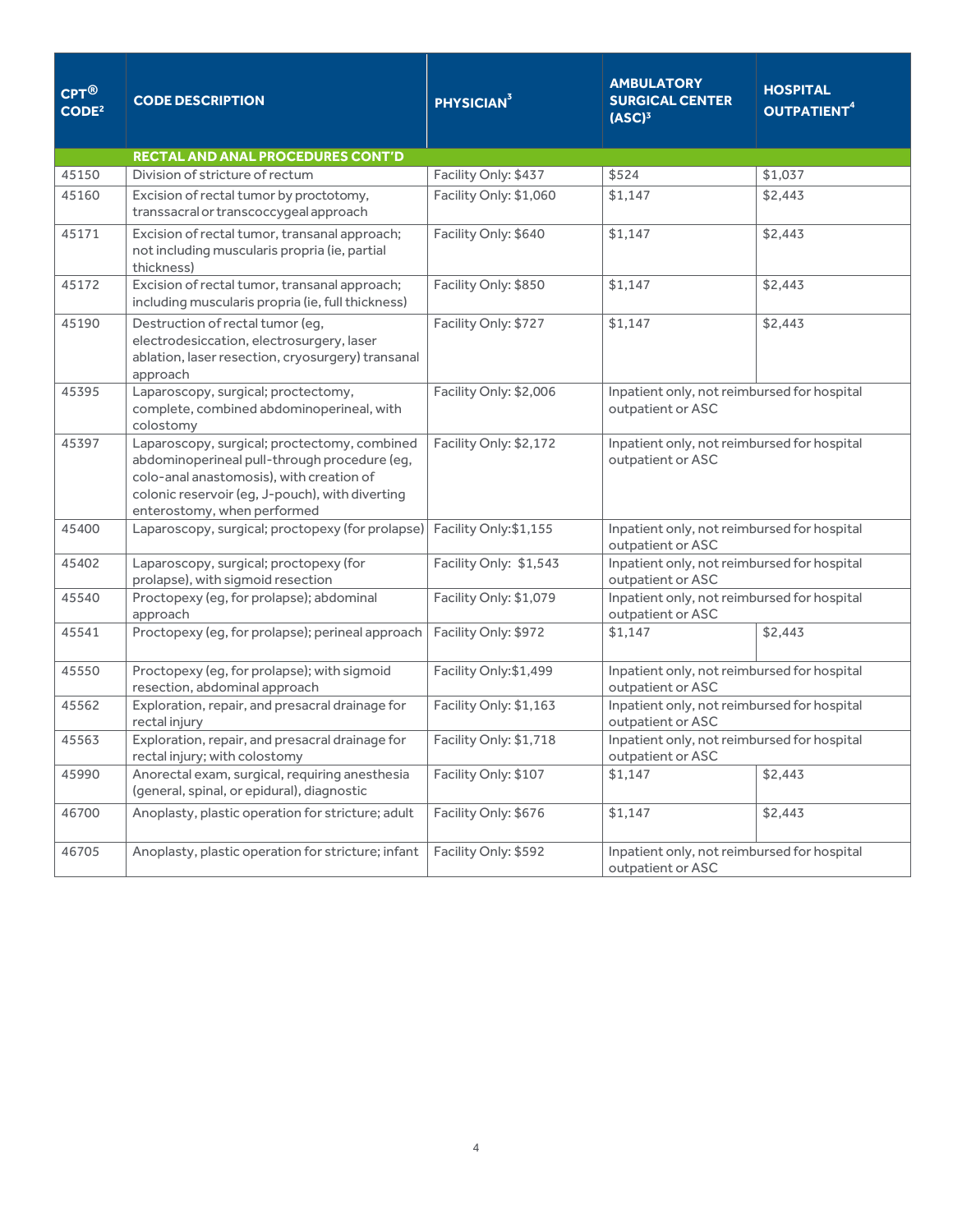| CPT® CODE[2] | CODE DESCRIPTION | PHYSICIAN[3] | AMBULATORY SURGICAL CENTER (ASC)[3] | HOSPITAL OUTPATIENT[4] |
|---|---|---|---|---|
| | **RECTAL AND ANAL PROCEDURES CONT'D** | | | |
| 45150 | Division of stricture of rectum | Facility Only: $437 | $524 | $1,037 |
| 45160 | Excision of rectal tumor by proctotomy, transsacral or transcoccygeal approach | Facility Only: $1,060 | $1,147 | $2,443 |
| 45171 | Excision of rectal tumor, transanal approach; not including muscularis propria (ie, partial thickness) | Facility Only: $640 | $1,147 | $2,443 |
| 45172 | Excision of rectal tumor, transanal approach; including muscularis propria (ie, full thickness) | Facility Only: $850 | $1,147 | $2,443 |
| 45190 | Destruction of rectal tumor (eg, electrodesiccation, electrosurgery, laser ablation, laser resection, cryosurgery) transanal approach | Facility Only: $727 | $1,147 | $2,443 |
| 45395 | Laparoscopy, surgical; proctectomy, complete, combined abdominoperineal, with colostomy | Facility Only: $2,006 | Inpatient only, not reimbursed for hospital outpatient or ASC | |
| 45397 | Laparoscopy, surgical; proctectomy, combined abdominoperineal pull-through procedure (eg, colo-anal anastomosis), with creation of colonic reservoir (eg, J-pouch), with diverting enterostomy, when performed | Facility Only: $2,172 | Inpatient only, not reimbursed for hospital outpatient or ASC | |
| 45400 | Laparoscopy, surgical; proctopexy (for prolapse) | Facility Only:$1,155 | Inpatient only, not reimbursed for hospital outpatient or ASC | |
| 45402 | Laparoscopy, surgical; proctopexy (for prolapse), with sigmoid resection | Facility Only: $1,543 | Inpatient only, not reimbursed for hospital outpatient or ASC | |
| 45540 | Proctopexy (eg, for prolapse); abdominal approach | Facility Only: $1,079 | Inpatient only, not reimbursed for hospital outpatient or ASC | |
| 45541 | Proctopexy (eg, for prolapse); perineal approach | Facility Only: $972 | $1,147 | $2,443 |
| 45550 | Proctopexy (eg, for prolapse); with sigmoid resection, abdominal approach | Facility Only:$1,499 | Inpatient only, not reimbursed for hospital outpatient or ASC | |
| 45562 | Exploration, repair, and presacral drainage for rectal injury | Facility Only: $1,163 | Inpatient only, not reimbursed for hospital outpatient or ASC | |
| 45563 | Exploration, repair, and presacral drainage for rectal injury; with colostomy | Facility Only: $1,718 | Inpatient only, not reimbursed for hospital outpatient or ASC | |
| 45990 | Anorectal exam, surgical, requiring anesthesia (general, spinal, or epidural), diagnostic | Facility Only: $107 | $1,147 | $2,443 |
| 46700 | Anoplasty, plastic operation for stricture; adult | Facility Only: $676 | $1,147 | $2,443 |
| 46705 | Anoplasty, plastic operation for stricture; infant | Facility Only: $592 | Inpatient only, not reimbursed for hospital outpatient or ASC | |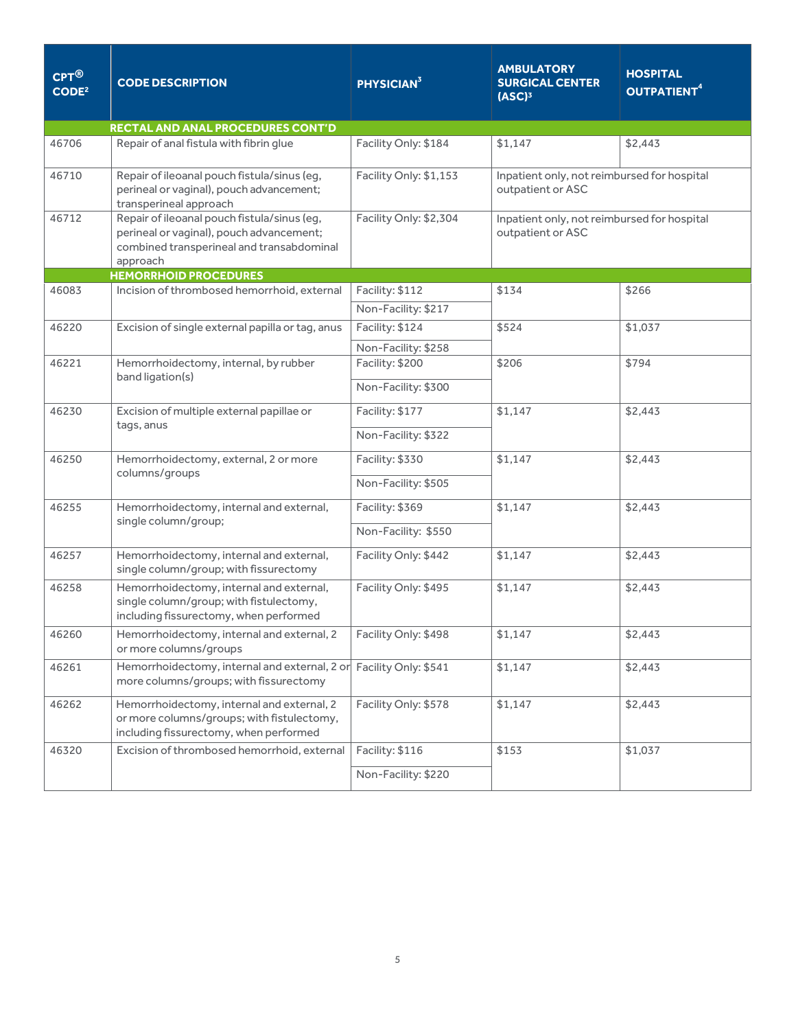| CPT® CODE[2] | CODE DESCRIPTION | PHYSICIAN[3] | AMBULATORY SURGICAL CENTER (ASC)[3] | HOSPITAL OUTPATIENT[4] |
|---|---|---|---|---|
| | **RECTAL AND ANAL PROCEDURES CONT'D** | | | |
| 46706 | Repair of anal fistula with fibrin glue | Facility Only: $184 | $1,147 | $2,443 |
| 46710 | Repair of ileoanal pouch fistula/sinus (eg, perineal or vaginal), pouch advancement; transperineal approach | Facility Only: $1,153 | Inpatient only, not reimbursed for hospital outpatient or ASC | |
| 46712 | Repair of ileoanal pouch fistula/sinus (eg, perineal or vaginal), pouch advancement; combined transperineal and transabdominal approach | Facility Only: $2,304 | Inpatient only, not reimbursed for hospital outpatient or ASC | |
| | **HEMORRHOID PROCEDURES** | | | |
| 46083 | Incision of thrombosed hemorrhoid, external | Facility: $112<br>Non-Facility: $217 | $134 | $266 |
| 46220 | Excision of single external papilla or tag, anus | Facility: $124<br>Non-Facility: $258 | $524 | $1,037 |
| 46221 | Hemorrhoidectomy, internal, by rubber band ligation(s) | Facility: $200<br>Non-Facility: $300 | $206 | $794 |
| 46230 | Excision of multiple external papillae or tags, anus | Facility: $177<br>Non-Facility: $322 | $1,147 | $2,443 |
| 46250 | Hemorrhoidectomy, external, 2 or more columns/groups | Facility: $330<br>Non-Facility: $505 | $1,147 | $2,443 |
| 46255 | Hemorrhoidectomy, internal and external, single column/group; | Facility: $369<br>Non-Facility: $550 | $1,147 | $2,443 |
| 46257 | Hemorrhoidectomy, internal and external, single column/group; with fissurectomy | Facility Only: $442 | $1,147 | $2,443 |
| 46258 | Hemorrhoidectomy, internal and external, single column/group; with fistulectomy, including fissurectomy, when performed | Facility Only: $495 | $1,147 | $2,443 |
| 46260 | Hemorrhoidectomy, internal and external, 2 or more columns/groups | Facility Only: $498 | $1,147 | $2,443 |
| 46261 | Hemorrhoidectomy, internal and external, 2 or more columns/groups; with fissurectomy | Facility Only: $541 | $1,147 | $2,443 |
| 46262 | Hemorrhoidectomy, internal and external, 2 or more columns/groups; with fistulectomy, including fissurectomy, when performed | Facility Only: $578 | $1,147 | $2,443 |
| 46320 | Excision of thrombosed hemorrhoid, external | Facility: $116<br>Non-Facility: $220 | $153 | $1,037 |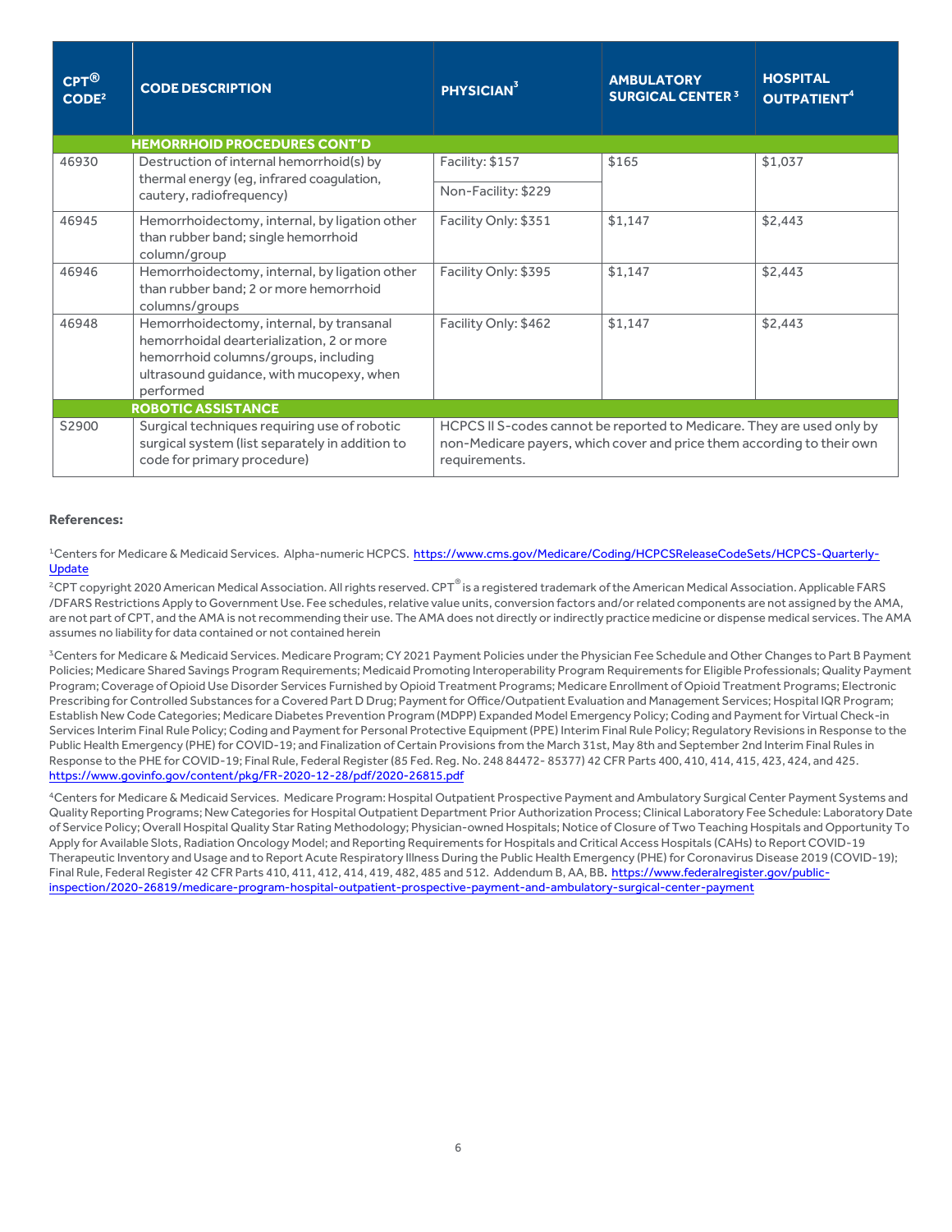| CPT® CODE[2] | CODE DESCRIPTION | PHYSICIAN[3] | AMBULATORY SURGICAL CENTER[3] | HOSPITAL OUTPATIENT[4] |
|---|---|---|---|---|
| | **HEMORRHOID PROCEDURES CONT'D** | | | |
| 46930 | Destruction of internal hemorrhoid(s) by thermal energy (eg, infrared coagulation, cautery, radiofrequency) | Facility: $157<br>Non-Facility: $229 | $165 | $1,037 |
| 46945 | Hemorrhoidectomy, internal, by ligation other than rubber band; single hemorrhoid column/group | Facility Only: $351 | $1,147 | $2,443 |
| 46946 | Hemorrhoidectomy, internal, by ligation other than rubber band; 2 or more hemorrhoid columns/groups | Facility Only: $395 | $1,147 | $2,443 |
| 46948 | Hemorrhoidectomy, internal, by transanal hemorrhoidal dearterialization, 2 or more hemorrhoid columns/groups, including ultrasound guidance, with mucopexy, when performed | Facility Only: $462 | $1,147 | $2,443 |
| | **ROBOTIC ASSISTANCE** | | | |
| S2900 | Surgical techniques requiring use of robotic surgical system (list separately in addition to code for primary procedure) | HCPCS II S-codes cannot be reported to Medicare. They are used only by non-Medicare payers, which cover and price them according to their own requirements. | | |

**References:**

[1]Centers for Medicare & Medicaid Services. Alpha-numeric HCPCS. https://www.cms.gov/Medicare/Coding/HCPCSReleaseCodeSets/HCPCS-Quarterly-Update

[2]CPT copyright 2020 American Medical Association. All rights reserved. CPT® is a registered trademark of the American Medical Association. Applicable FARS /DFARS Restrictions Apply to Government Use. Fee schedules, relative value units, conversion factors and/or related components are not assigned by the AMA, are not part of CPT, and the AMA is not recommending their use. The AMA does not directly or indirectly practice medicine or dispense medical services. The AMA assumes no liability for data contained or not contained herein

[3]Centers for Medicare & Medicaid Services. Medicare Program; CY 2021 Payment Policies under the Physician Fee Schedule and Other Changes to Part B Payment Policies; Medicare Shared Savings Program Requirements; Medicaid Promoting Interoperability Program Requirements for Eligible Professionals; Quality Payment Program; Coverage of Opioid Use Disorder Services Furnished by Opioid Treatment Programs; Medicare Enrollment of Opioid Treatment Programs; Electronic Prescribing for Controlled Substances for a Covered Part D Drug; Payment for Office/Outpatient Evaluation and Management Services; Hospital IQR Program; Establish New Code Categories; Medicare Diabetes Prevention Program (MDPP) Expanded Model Emergency Policy; Coding and Payment for Virtual Check-in Services Interim Final Rule Policy; Coding and Payment for Personal Protective Equipment (PPE) Interim Final Rule Policy; Regulatory Revisions in Response to the Public Health Emergency (PHE) for COVID-19; and Finalization of Certain Provisions from the March 31st, May 8th and September 2nd Interim Final Rules in Response to the PHE for COVID-19; Final Rule, Federal Register (85 Fed. Reg. No. 248 84472- 85377) 42 CFR Parts 400, 410, 414, 415, 423, 424, and 425. https://www.govinfo.gov/content/pkg/FR-2020-12-28/pdf/2020-26815.pdf

[4]Centers for Medicare & Medicaid Services. Medicare Program: Hospital Outpatient Prospective Payment and Ambulatory Surgical Center Payment Systems and Quality Reporting Programs; New Categories for Hospital Outpatient Department Prior Authorization Process; Clinical Laboratory Fee Schedule: Laboratory Date of Service Policy; Overall Hospital Quality Star Rating Methodology; Physician-owned Hospitals; Notice of Closure of Two Teaching Hospitals and Opportunity To Apply for Available Slots, Radiation Oncology Model; and Reporting Requirements for Hospitals and Critical Access Hospitals (CAHs) to Report COVID-19 Therapeutic Inventory and Usage and to Report Acute Respiratory Illness During the Public Health Emergency (PHE) for Coronavirus Disease 2019 (COVID-19); Final Rule, Federal Register 42 CFR Parts 410, 411, 412, 414, 419, 482, 485 and 512. Addendum B, AA, BB. https://www.federalregister.gov/public-inspection/2020-26819/medicare-program-hospital-outpatient-prospective-payment-and-ambulatory-surgical-center-payment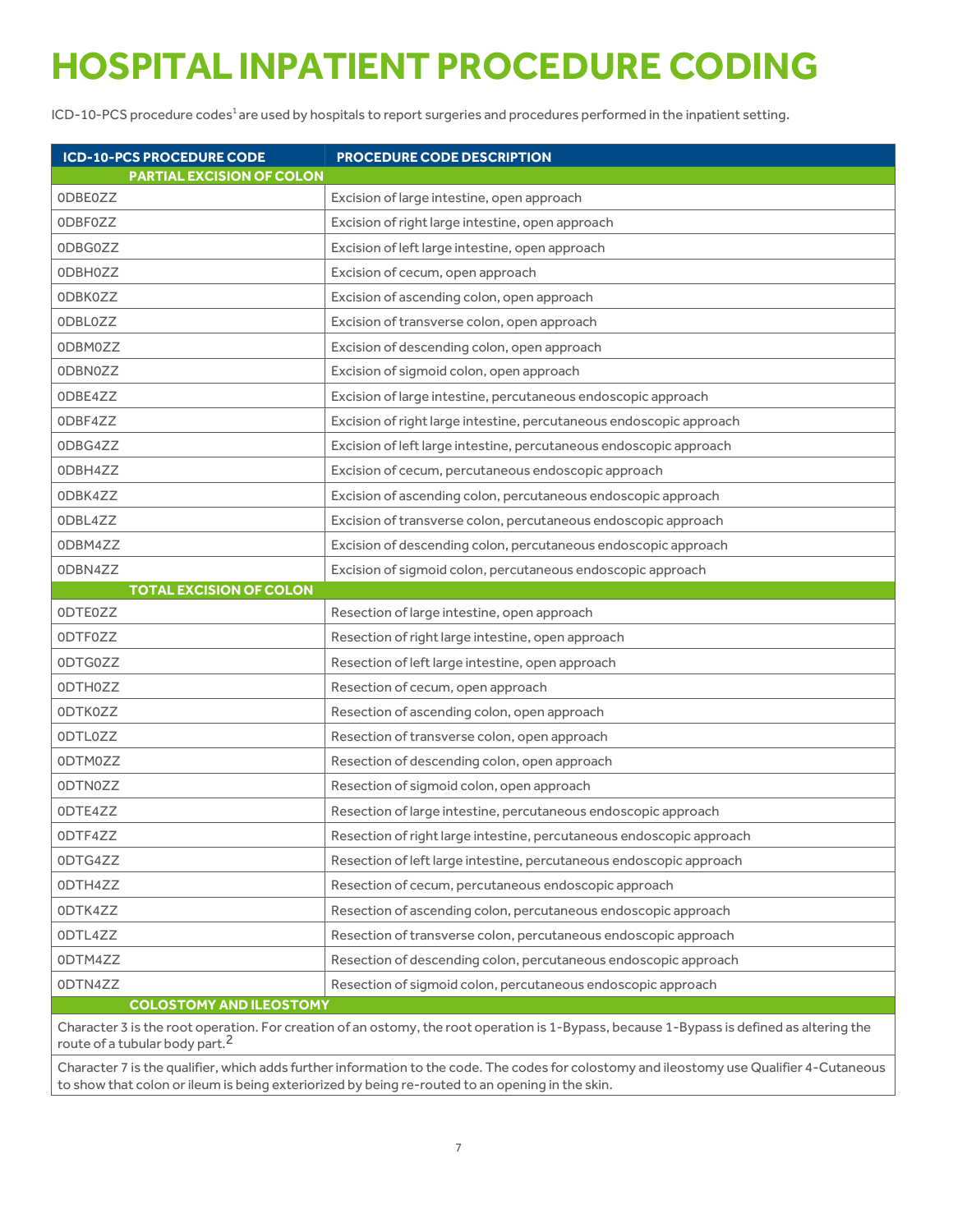# HOSPITAL INPATIENT PROCEDURE CODING

ICD-10-PCS procedure codes[1] are used by hospitals to report surgeries and procedures performed in the inpatient setting.

| ICD-10-PCS PROCEDURE CODE | PROCEDURE CODE DESCRIPTION |
|---|---|
| **PARTIAL EXCISION OF COLON** | |
| 0DBE0ZZ | Excision of large intestine, open approach |
| 0DBF0ZZ | Excision of right large intestine, open approach |
| 0DBG0ZZ | Excision of left large intestine, open approach |
| 0DBH0ZZ | Excision of cecum, open approach |
| 0DBK0ZZ | Excision of ascending colon, open approach |
| 0DBL0ZZ | Excision of transverse colon, open approach |
| 0DBM0ZZ | Excision of descending colon, open approach |
| 0DBN0ZZ | Excision of sigmoid colon, open approach |
| 0DBE4ZZ | Excision of large intestine, percutaneous endoscopic approach |
| 0DBF4ZZ | Excision of right large intestine, percutaneous endoscopic approach |
| 0DBG4ZZ | Excision of left large intestine, percutaneous endoscopic approach |
| 0DBH4ZZ | Excision of cecum, percutaneous endoscopic approach |
| 0DBK4ZZ | Excision of ascending colon, percutaneous endoscopic approach |
| 0DBL4ZZ | Excision of transverse colon, percutaneous endoscopic approach |
| 0DBM4ZZ | Excision of descending colon, percutaneous endoscopic approach |
| 0DBN4ZZ | Excision of sigmoid colon, percutaneous endoscopic approach |
| **TOTAL EXCISION OF COLON** | |
| 0DTE0ZZ | Resection of large intestine, open approach |
| 0DTF0ZZ | Resection of right large intestine, open approach |
| 0DTG0ZZ | Resection of left large intestine, open approach |
| 0DTH0ZZ | Resection of cecum, open approach |
| 0DTK0ZZ | Resection of ascending colon, open approach |
| 0DTL0ZZ | Resection of transverse colon, open approach |
| 0DTM0ZZ | Resection of descending colon, open approach |
| 0DTN0ZZ | Resection of sigmoid colon, open approach |
| 0DTE4ZZ | Resection of large intestine, percutaneous endoscopic approach |
| 0DTF4ZZ | Resection of right large intestine, percutaneous endoscopic approach |
| 0DTG4ZZ | Resection of left large intestine, percutaneous endoscopic approach |
| 0DTH4ZZ | Resection of cecum, percutaneous endoscopic approach |
| 0DTK4ZZ | Resection of ascending colon, percutaneous endoscopic approach |
| 0DTL4ZZ | Resection of transverse colon, percutaneous endoscopic approach |
| 0DTM4ZZ | Resection of descending colon, percutaneous endoscopic approach |
| 0DTN4ZZ | Resection of sigmoid colon, percutaneous endoscopic approach |
| **COLOSTOMY AND ILEOSTOMY** | |
| Character 3 is the root operation. For creation of an ostomy, the root operation is 1-Bypass, because 1-Bypass is defined as altering the route of a tubular body part.[2] | |
| Character 7 is the qualifier, which adds further information to the code. The codes for colostomy and ileostomy use Qualifier 4-Cutaneous to show that colon or ileum is being exteriorized by being re-routed to an opening in the skin. | |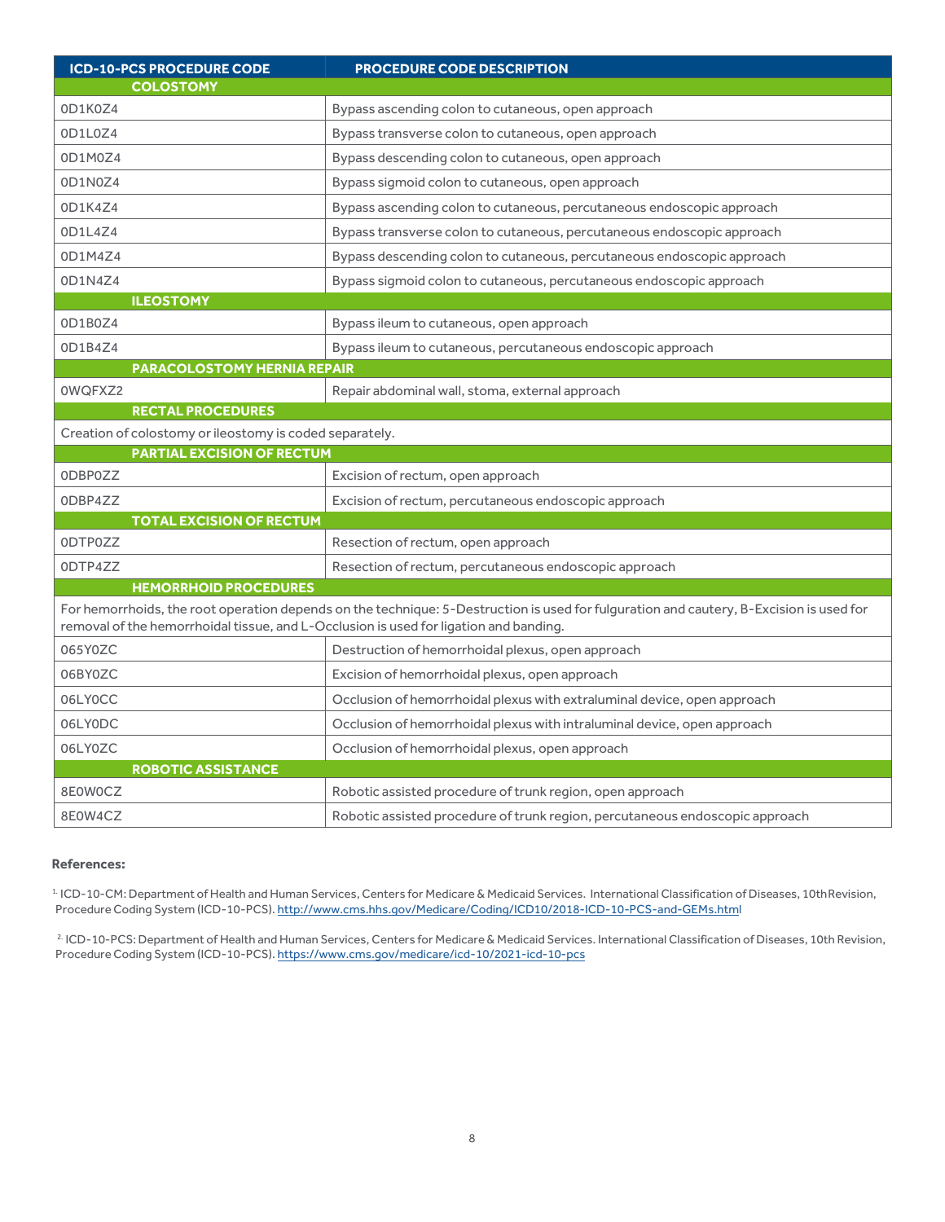| ICD-10-PCS PROCEDURE CODE | PROCEDURE CODE DESCRIPTION |
|---|---|
| **COLOSTOMY** | |
| 0D1K0Z4 | Bypass ascending colon to cutaneous, open approach |
| 0D1L0Z4 | Bypass transverse colon to cutaneous, open approach |
| 0D1M0Z4 | Bypass descending colon to cutaneous, open approach |
| 0D1N0Z4 | Bypass sigmoid colon to cutaneous, open approach |
| 0D1K4Z4 | Bypass ascending colon to cutaneous, percutaneous endoscopic approach |
| 0D1L4Z4 | Bypass transverse colon to cutaneous, percutaneous endoscopic approach |
| 0D1M4Z4 | Bypass descending colon to cutaneous, percutaneous endoscopic approach |
| 0D1N4Z4 | Bypass sigmoid colon to cutaneous, percutaneous endoscopic approach |
| **ILEOSTOMY** | |
| 0D1B0Z4 | Bypass ileum to cutaneous, open approach |
| 0D1B4Z4 | Bypass ileum to cutaneous, percutaneous endoscopic approach |
| **PARACOLOSTOMY HERNIA REPAIR** | |
| 0WQFXZ2 | Repair abdominal wall, stoma, external approach |
| **RECTAL PROCEDURES** | |
| Creation of colostomy or ileostomy is coded separately. | |
| **PARTIAL EXCISION OF RECTUM** | |
| 0DBP0ZZ | Excision of rectum, open approach |
| 0DBP4ZZ | Excision of rectum, percutaneous endoscopic approach |
| **TOTAL EXCISION OF RECTUM** | |
| 0DTP0ZZ | Resection of rectum, open approach |
| 0DTP4ZZ | Resection of rectum, percutaneous endoscopic approach |
| **HEMORRHOID PROCEDURES** | |
| For hemorrhoids, the root operation depends on the technique: 5-Destruction is used for fulguration and cautery, B-Excision is used for removal of the hemorrhoidal tissue, and L-Occlusion is used for ligation and banding. | |
| 065Y0ZC | Destruction of hemorrhoidal plexus, open approach |
| 06BY0ZC | Excision of hemorrhoidal plexus, open approach |
| 06LY0CC | Occlusion of hemorrhoidal plexus with extraluminal device, open approach |
| 06LY0DC | Occlusion of hemorrhoidal plexus with intraluminal device, open approach |
| 06LY0ZC | Occlusion of hemorrhoidal plexus, open approach |
| **ROBOTIC ASSISTANCE** | |
| 8E0W0CZ | Robotic assisted procedure of trunk region, open approach |
| 8E0W4CZ | Robotic assisted procedure of trunk region, percutaneous endoscopic approach |

**References:**

[1] ICD-10-CM: Department of Health and Human Services, Centers for Medicare & Medicaid Services. International Classification of Diseases, 10thRevision, Procedure Coding System (ICD-10-PCS). http://www.cms.hhs.gov/Medicare/Coding/ICD10/2018-ICD-10-PCS-and-GEMs.html

[2] ICD-10-PCS: Department of Health and Human Services, Centers for Medicare & Medicaid Services. International Classification of Diseases, 10th Revision, Procedure Coding System (ICD-10-PCS). https://www.cms.gov/medicare/icd-10/2021-icd-10-pcs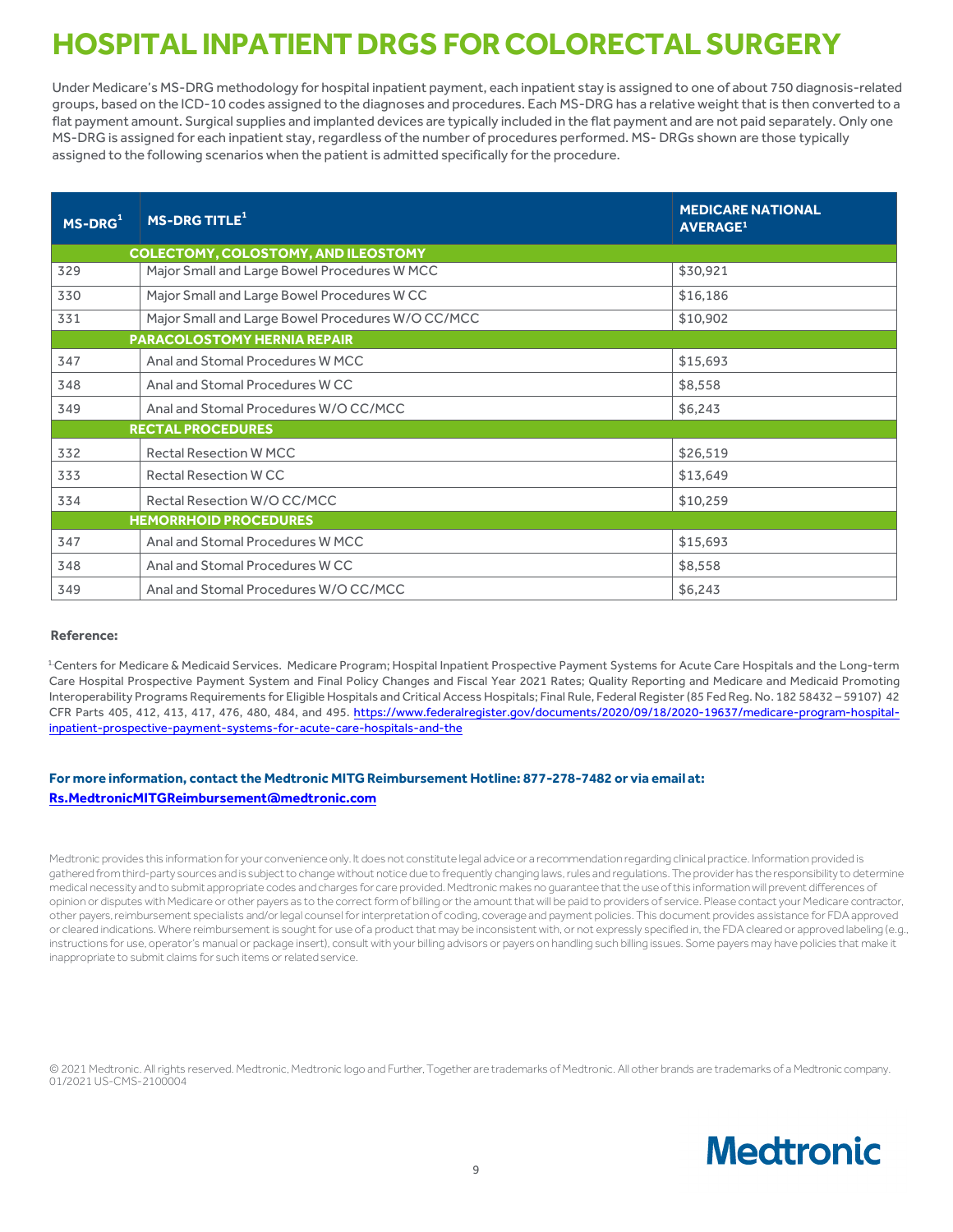# HOSPITAL INPATIENT DRGS FOR COLORECTAL SURGERY

Under Medicare's MS-DRG methodology for hospital inpatient payment, each inpatient stay is assigned to one of about 750 diagnosis-related groups, based on the ICD-10 codes assigned to the diagnoses and procedures. Each MS-DRG has a relative weight that is then converted to a flat payment amount. Surgical supplies and implanted devices are typically included in the flat payment and are not paid separately. Only one MS-DRG is assigned for each inpatient stay, regardless of the number of procedures performed. MS- DRGs shown are those typically assigned to the following scenarios when the patient is admitted specifically for the procedure.

| MS-DRG[1] | MS-DRG TITLE[1] | MEDICARE NATIONAL AVERAGE[1] |
|---|---|---|
| | **COLECTOMY, COLOSTOMY, AND ILEOSTOMY** | |
| 329 | Major Small and Large Bowel Procedures W MCC | $30,921 |
| 330 | Major Small and Large Bowel Procedures W CC | $16,186 |
| 331 | Major Small and Large Bowel Procedures W/O CC/MCC | $10,902 |
| | **PARACOLOSTOMY HERNIA REPAIR** | |
| 347 | Anal and Stomal Procedures W MCC | $15,693 |
| 348 | Anal and Stomal Procedures W CC | $8,558 |
| 349 | Anal and Stomal Procedures W/O CC/MCC | $6,243 |
| | **RECTAL PROCEDURES** | |
| 332 | Rectal Resection W MCC | $26,519 |
| 333 | Rectal Resection W CC | $13,649 |
| 334 | Rectal Resection W/O CC/MCC | $10,259 |
| | **HEMORRHOID PROCEDURES** | |
| 347 | Anal and Stomal Procedures W MCC | $15,693 |
| 348 | Anal and Stomal Procedures W CC | $8,558 |
| 349 | Anal and Stomal Procedures W/O CC/MCC | $6,243 |

**Reference:**

[1] Centers for Medicare & Medicaid Services. Medicare Program; Hospital Inpatient Prospective Payment Systems for Acute Care Hospitals and the Long-term Care Hospital Prospective Payment System and Final Policy Changes and Fiscal Year 2021 Rates; Quality Reporting and Medicare and Medicaid Promoting Interoperability Programs Requirements for Eligible Hospitals and Critical Access Hospitals; Final Rule, Federal Register (85 Fed Reg. No. 182 58432 – 59107) 42 CFR Parts 405, 412, 413, 417, 476, 480, 484, and 495. https://www.federalregister.gov/documents/2020/09/18/2020-19637/medicare-program-hospital-inpatient-prospective-payment-systems-for-acute-care-hospitals-and-the

**For more information, contact the Medtronic MITG Reimbursement Hotline: 877-278-7482 or via email at: Rs.MedtronicMITGReimbursement@medtronic.com**

Medtronic provides this information for your convenience only. It does not constitute legal advice or a recommendation regarding clinical practice. Information provided is gathered from third-party sources and is subject to change without notice due to frequently changing laws, rules and regulations. The provider has the responsibility to determine medical necessity and to submit appropriate codes and charges for care provided. Medtronic makes no guarantee that the use of this information will prevent differences of opinion or disputes with Medicare or other payers as to the correct form of billing or the amount that will be paid to providers of service. Please contact your Medicare contractor, other payers, reimbursement specialists and/or legal counsel for interpretation of coding, coverage and payment policies. This document provides assistance for FDA approved or cleared indications. Where reimbursement is sought for use of a product that may be inconsistent with, or not expressly specified in, the FDA cleared or approved labeling (e.g., instructions for use, operator's manual or package insert), consult with your billing advisors or payers on handling such billing issues. Some payers may have policies that make it inappropriate to submit claims for such items or related service.

© 2021 Medtronic. All rights reserved. Medtronic, Medtronic logo and Further, Together are trademarks of Medtronic. All other brands are trademarks of a Medtronic company. 01/2021 US-CMS-2100004

Medtronic